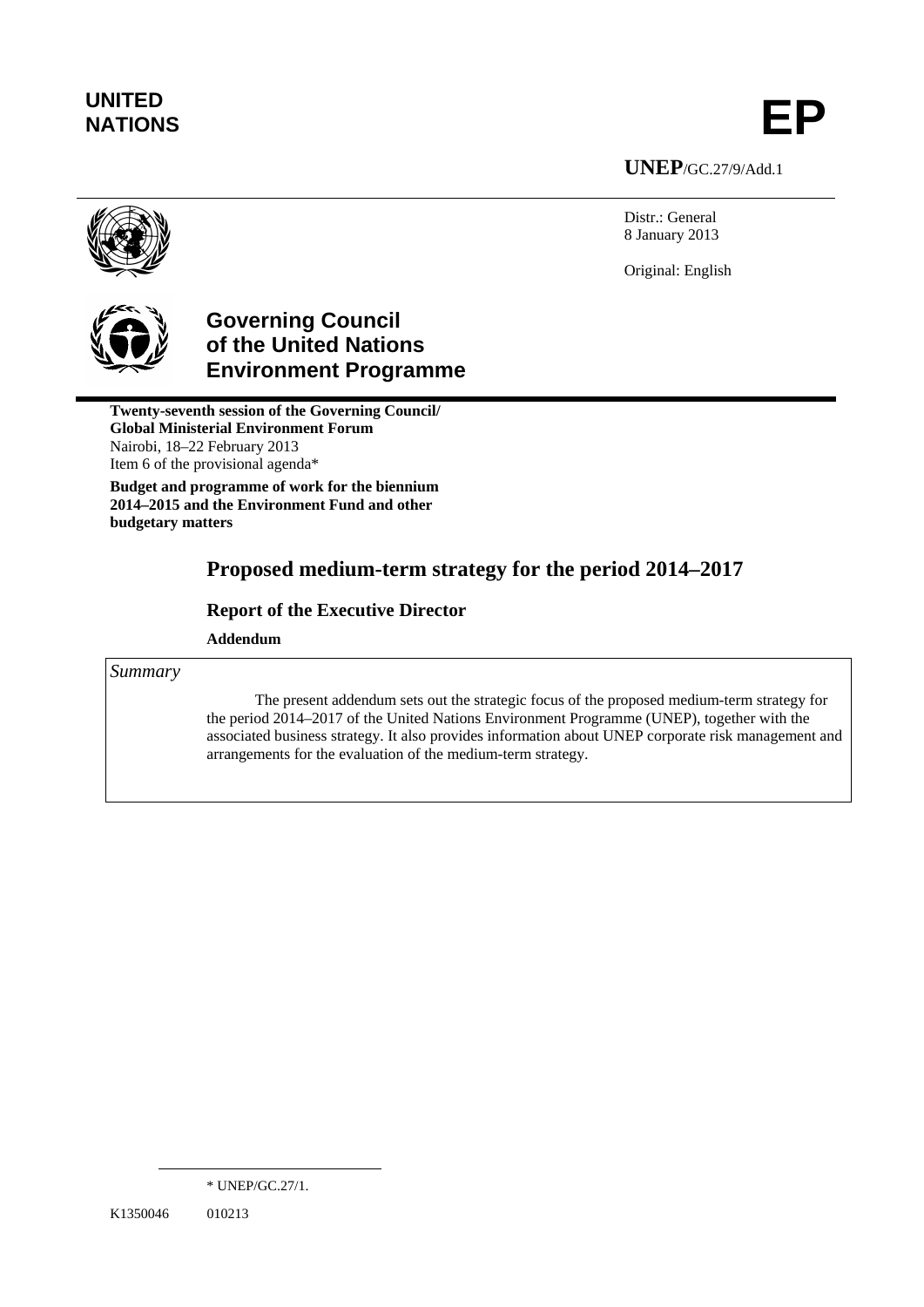**UNITED NATIONS**

**EP**

**UNEP**/GC.27/9/Add.1

Distr.: General
8 January 2013

Original: English

# Governing Council of the United Nations Environment Programme

**Twenty-seventh session of the Governing Council/ Global Ministerial Environment Forum**
Nairobi, 18–22 February 2013
Item 6 of the provisional agenda*

**Budget and programme of work for the biennium 2014–2015 and the Environment Fund and other budgetary matters**

## Proposed medium-term strategy for the period 2014–2017

### Report of the Executive Director

**Addendum**

*Summary*

The present addendum sets out the strategic focus of the proposed medium-term strategy for the period 2014–2017 of the United Nations Environment Programme (UNEP), together with the associated business strategy. It also provides information about UNEP corporate risk management and arrangements for the evaluation of the medium-term strategy.

\* UNEP/GC.27/1.

K1350046 010213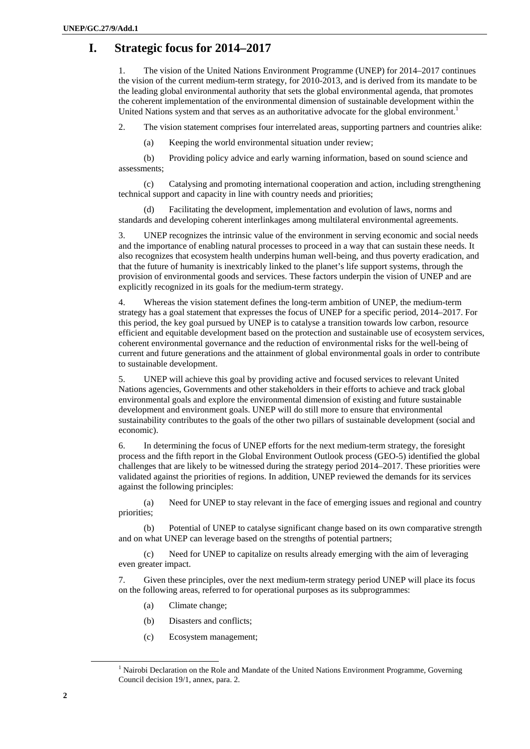# I. Strategic focus for 2014–2017

1. The vision of the United Nations Environment Programme (UNEP) for 2014–2017 continues the vision of the current medium-term strategy, for 2010-2013, and is derived from its mandate to be the leading global environmental authority that sets the global environmental agenda, that promotes the coherent implementation of the environmental dimension of sustainable development within the United Nations system and that serves as an authoritative advocate for the global environment.[1]

2. The vision statement comprises four interrelated areas, supporting partners and countries alike:

(a) Keeping the world environmental situation under review;

(b) Providing policy advice and early warning information, based on sound science and assessments;

(c) Catalysing and promoting international cooperation and action, including strengthening technical support and capacity in line with country needs and priorities;

(d) Facilitating the development, implementation and evolution of laws, norms and standards and developing coherent interlinkages among multilateral environmental agreements.

3. UNEP recognizes the intrinsic value of the environment in serving economic and social needs and the importance of enabling natural processes to proceed in a way that can sustain these needs. It also recognizes that ecosystem health underpins human well-being, and thus poverty eradication, and that the future of humanity is inextricably linked to the planet's life support systems, through the provision of environmental goods and services. These factors underpin the vision of UNEP and are explicitly recognized in its goals for the medium-term strategy.

4. Whereas the vision statement defines the long-term ambition of UNEP, the medium-term strategy has a goal statement that expresses the focus of UNEP for a specific period, 2014–2017. For this period, the key goal pursued by UNEP is to catalyse a transition towards low carbon, resource efficient and equitable development based on the protection and sustainable use of ecosystem services, coherent environmental governance and the reduction of environmental risks for the well-being of current and future generations and the attainment of global environmental goals in order to contribute to sustainable development.

5. UNEP will achieve this goal by providing active and focused services to relevant United Nations agencies, Governments and other stakeholders in their efforts to achieve and track global environmental goals and explore the environmental dimension of existing and future sustainable development and environment goals. UNEP will do still more to ensure that environmental sustainability contributes to the goals of the other two pillars of sustainable development (social and economic).

6. In determining the focus of UNEP efforts for the next medium-term strategy, the foresight process and the fifth report in the Global Environment Outlook process (GEO-5) identified the global challenges that are likely to be witnessed during the strategy period 2014–2017. These priorities were validated against the priorities of regions. In addition, UNEP reviewed the demands for its services against the following principles:

(a) Need for UNEP to stay relevant in the face of emerging issues and regional and country priorities;

(b) Potential of UNEP to catalyse significant change based on its own comparative strength and on what UNEP can leverage based on the strengths of potential partners;

(c) Need for UNEP to capitalize on results already emerging with the aim of leveraging even greater impact.

7. Given these principles, over the next medium-term strategy period UNEP will place its focus on the following areas, referred to for operational purposes as its subprogrammes:

(a) Climate change;

(b) Disasters and conflicts;

(c) Ecosystem management;

[1] Nairobi Declaration on the Role and Mandate of the United Nations Environment Programme, Governing Council decision 19/1, annex, para. 2.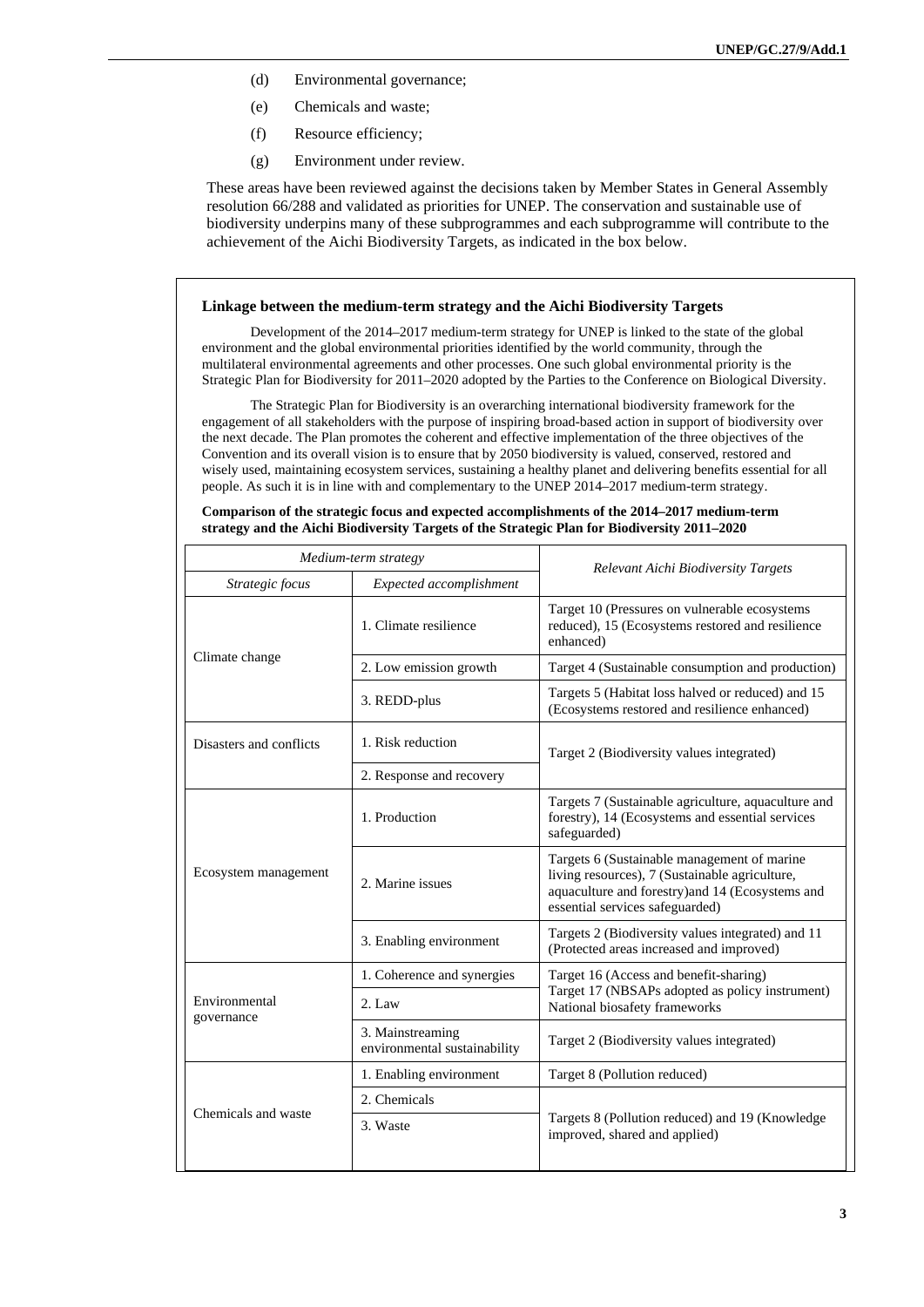(d) Environmental governance;

(e) Chemicals and waste;

(f) Resource efficiency;

(g) Environment under review.

These areas have been reviewed against the decisions taken by Member States in General Assembly resolution 66/288 and validated as priorities for UNEP. The conservation and sustainable use of biodiversity underpins many of these subprogrammes and each subprogramme will contribute to the achievement of the Aichi Biodiversity Targets, as indicated in the box below.

**Linkage between the medium-term strategy and the Aichi Biodiversity Targets**

Development of the 2014–2017 medium-term strategy for UNEP is linked to the state of the global environment and the global environmental priorities identified by the world community, through the multilateral environmental agreements and other processes. One such global environmental priority is the Strategic Plan for Biodiversity for 2011–2020 adopted by the Parties to the Conference on Biological Diversity.

The Strategic Plan for Biodiversity is an overarching international biodiversity framework for the engagement of all stakeholders with the purpose of inspiring broad-based action in support of biodiversity over the next decade. The Plan promotes the coherent and effective implementation of the three objectives of the Convention and its overall vision is to ensure that by 2050 biodiversity is valued, conserved, restored and wisely used, maintaining ecosystem services, sustaining a healthy planet and delivering benefits essential for all people. As such it is in line with and complementary to the UNEP 2014–2017 medium-term strategy.

**Comparison of the strategic focus and expected accomplishments of the 2014–2017 medium-term strategy and the Aichi Biodiversity Targets of the Strategic Plan for Biodiversity 2011–2020**

| *Medium-term strategy* | | *Relevant Aichi Biodiversity Targets* |
|---|---|---|
| *Strategic focus* | *Expected accomplishment* | |
| Climate change | 1. Climate resilience | Target 10 (Pressures on vulnerable ecosystems reduced), 15 (Ecosystems restored and resilience enhanced) |
| | 2. Low emission growth | Target 4 (Sustainable consumption and production) |
| | 3. REDD-plus | Targets 5 (Habitat loss halved or reduced) and 15 (Ecosystems restored and resilience enhanced) |
| Disasters and conflicts | 1. Risk reduction | Target 2 (Biodiversity values integrated) |
| | 2. Response and recovery | |
| Ecosystem management | 1. Production | Targets 7 (Sustainable agriculture, aquaculture and forestry), 14 (Ecosystems and essential services safeguarded) |
| | 2. Marine issues | Targets 6 (Sustainable management of marine living resources), 7 (Sustainable agriculture, aquaculture and forestry)and 14 (Ecosystems and essential services safeguarded) |
| | 3. Enabling environment | Targets 2 (Biodiversity values integrated) and 11 (Protected areas increased and improved) |
| Environmental governance | 1. Coherence and synergies | Target 16 (Access and benefit-sharing) Target 17 (NBSAPs adopted as policy instrument) National biosafety frameworks |
| | 2. Law | |
| | 3. Mainstreaming environmental sustainability | Target 2 (Biodiversity values integrated) |
| Chemicals and waste | 1. Enabling environment | Target 8 (Pollution reduced) |
| | 2. Chemicals | Targets 8 (Pollution reduced) and 19 (Knowledge improved, shared and applied) |
| | 3. Waste | |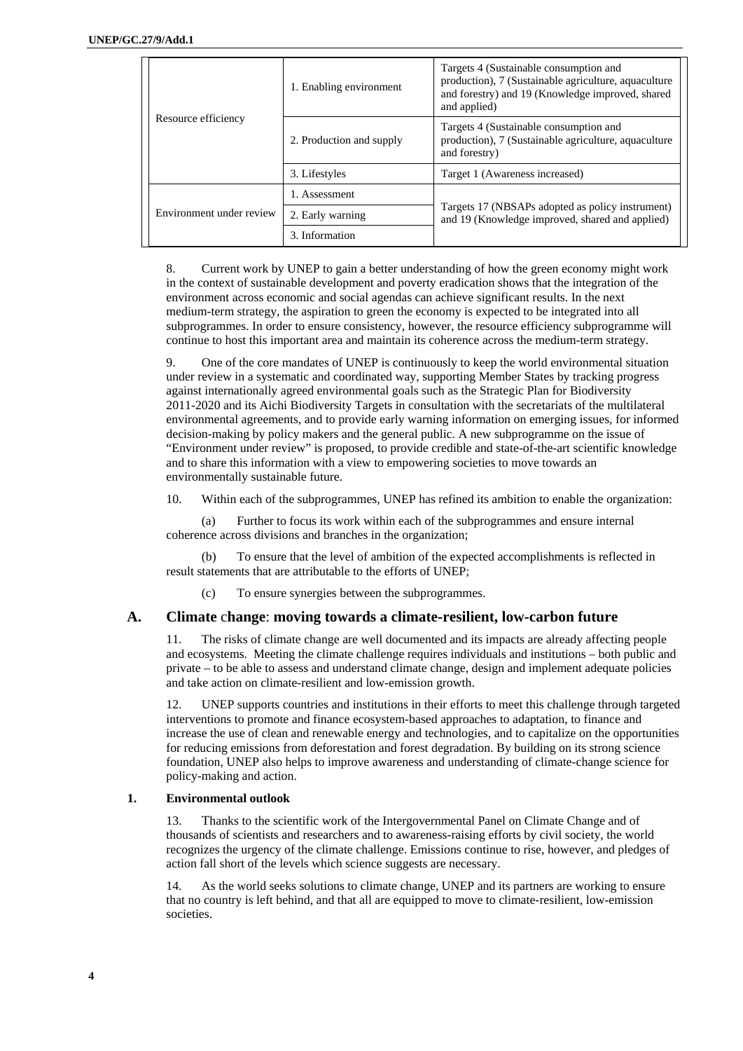| | | |
|---|---|---|
| Resource efficiency | 1. Enabling environment | Targets 4 (Sustainable consumption and production), 7 (Sustainable agriculture, aquaculture and forestry) and 19 (Knowledge improved, shared and applied) |
| | 2. Production and supply | Targets 4 (Sustainable consumption and production), 7 (Sustainable agriculture, aquaculture and forestry) |
| | 3. Lifestyles | Target 1 (Awareness increased) |
| Environment under review | 1. Assessment | Targets 17 (NBSAPs adopted as policy instrument) and 19 (Knowledge improved, shared and applied) |
| | 2. Early warning | |
| | 3. Information | |

8. Current work by UNEP to gain a better understanding of how the green economy might work in the context of sustainable development and poverty eradication shows that the integration of the environment across economic and social agendas can achieve significant results. In the next medium-term strategy, the aspiration to green the economy is expected to be integrated into all subprogrammes. In order to ensure consistency, however, the resource efficiency subprogramme will continue to host this important area and maintain its coherence across the medium-term strategy.

9. One of the core mandates of UNEP is continuously to keep the world environmental situation under review in a systematic and coordinated way, supporting Member States by tracking progress against internationally agreed environmental goals such as the Strategic Plan for Biodiversity 2011-2020 and its Aichi Biodiversity Targets in consultation with the secretariats of the multilateral environmental agreements, and to provide early warning information on emerging issues, for informed decision-making by policy makers and the general public. A new subprogramme on the issue of "Environment under review" is proposed, to provide credible and state-of-the-art scientific knowledge and to share this information with a view to empowering societies to move towards an environmentally sustainable future.

10. Within each of the subprogrammes, UNEP has refined its ambition to enable the organization:

(a) Further to focus its work within each of the subprogrammes and ensure internal coherence across divisions and branches in the organization;

(b) To ensure that the level of ambition of the expected accomplishments is reflected in result statements that are attributable to the efforts of UNEP;

(c) To ensure synergies between the subprogrammes.

## A. Climate change: moving towards a climate-resilient, low-carbon future

11. The risks of climate change are well documented and its impacts are already affecting people and ecosystems. Meeting the climate challenge requires individuals and institutions – both public and private – to be able to assess and understand climate change, design and implement adequate policies and take action on climate-resilient and low-emission growth.

12. UNEP supports countries and institutions in their efforts to meet this challenge through targeted interventions to promote and finance ecosystem-based approaches to adaptation, to finance and increase the use of clean and renewable energy and technologies, and to capitalize on the opportunities for reducing emissions from deforestation and forest degradation. By building on its strong science foundation, UNEP also helps to improve awareness and understanding of climate-change science for policy-making and action.

### 1. Environmental outlook

13. Thanks to the scientific work of the Intergovernmental Panel on Climate Change and of thousands of scientists and researchers and to awareness-raising efforts by civil society, the world recognizes the urgency of the climate challenge. Emissions continue to rise, however, and pledges of action fall short of the levels which science suggests are necessary.

14. As the world seeks solutions to climate change, UNEP and its partners are working to ensure that no country is left behind, and that all are equipped to move to climate-resilient, low-emission societies.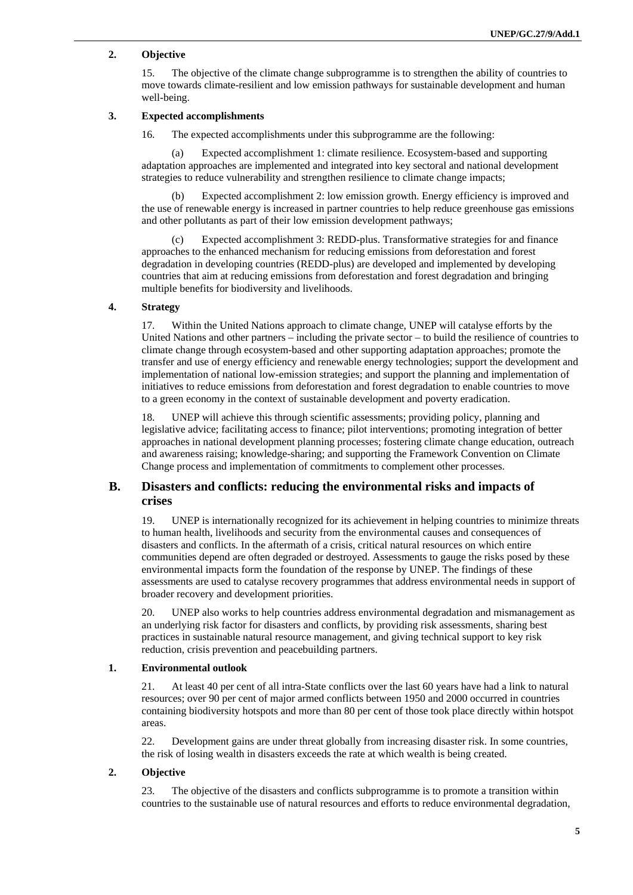### 2. Objective

15. The objective of the climate change subprogramme is to strengthen the ability of countries to move towards climate-resilient and low emission pathways for sustainable development and human well-being.

### 3. Expected accomplishments

16. The expected accomplishments under this subprogramme are the following:

(a) Expected accomplishment 1: climate resilience. Ecosystem-based and supporting adaptation approaches are implemented and integrated into key sectoral and national development strategies to reduce vulnerability and strengthen resilience to climate change impacts;

(b) Expected accomplishment 2: low emission growth. Energy efficiency is improved and the use of renewable energy is increased in partner countries to help reduce greenhouse gas emissions and other pollutants as part of their low emission development pathways;

(c) Expected accomplishment 3: REDD-plus. Transformative strategies for and finance approaches to the enhanced mechanism for reducing emissions from deforestation and forest degradation in developing countries (REDD-plus) are developed and implemented by developing countries that aim at reducing emissions from deforestation and forest degradation and bringing multiple benefits for biodiversity and livelihoods.

### 4. Strategy

17. Within the United Nations approach to climate change, UNEP will catalyse efforts by the United Nations and other partners – including the private sector – to build the resilience of countries to climate change through ecosystem-based and other supporting adaptation approaches; promote the transfer and use of energy efficiency and renewable energy technologies; support the development and implementation of national low-emission strategies; and support the planning and implementation of initiatives to reduce emissions from deforestation and forest degradation to enable countries to move to a green economy in the context of sustainable development and poverty eradication.

18. UNEP will achieve this through scientific assessments; providing policy, planning and legislative advice; facilitating access to finance; pilot interventions; promoting integration of better approaches in national development planning processes; fostering climate change education, outreach and awareness raising; knowledge-sharing; and supporting the Framework Convention on Climate Change process and implementation of commitments to complement other processes.

## B. Disasters and conflicts: reducing the environmental risks and impacts of crises

19. UNEP is internationally recognized for its achievement in helping countries to minimize threats to human health, livelihoods and security from the environmental causes and consequences of disasters and conflicts. In the aftermath of a crisis, critical natural resources on which entire communities depend are often degraded or destroyed. Assessments to gauge the risks posed by these environmental impacts form the foundation of the response by UNEP. The findings of these assessments are used to catalyse recovery programmes that address environmental needs in support of broader recovery and development priorities.

20. UNEP also works to help countries address environmental degradation and mismanagement as an underlying risk factor for disasters and conflicts, by providing risk assessments, sharing best practices in sustainable natural resource management, and giving technical support to key risk reduction, crisis prevention and peacebuilding partners.

### 1. Environmental outlook

21. At least 40 per cent of all intra-State conflicts over the last 60 years have had a link to natural resources; over 90 per cent of major armed conflicts between 1950 and 2000 occurred in countries containing biodiversity hotspots and more than 80 per cent of those took place directly within hotspot areas.

22. Development gains are under threat globally from increasing disaster risk. In some countries, the risk of losing wealth in disasters exceeds the rate at which wealth is being created.

### 2. Objective

23. The objective of the disasters and conflicts subprogramme is to promote a transition within countries to the sustainable use of natural resources and efforts to reduce environmental degradation,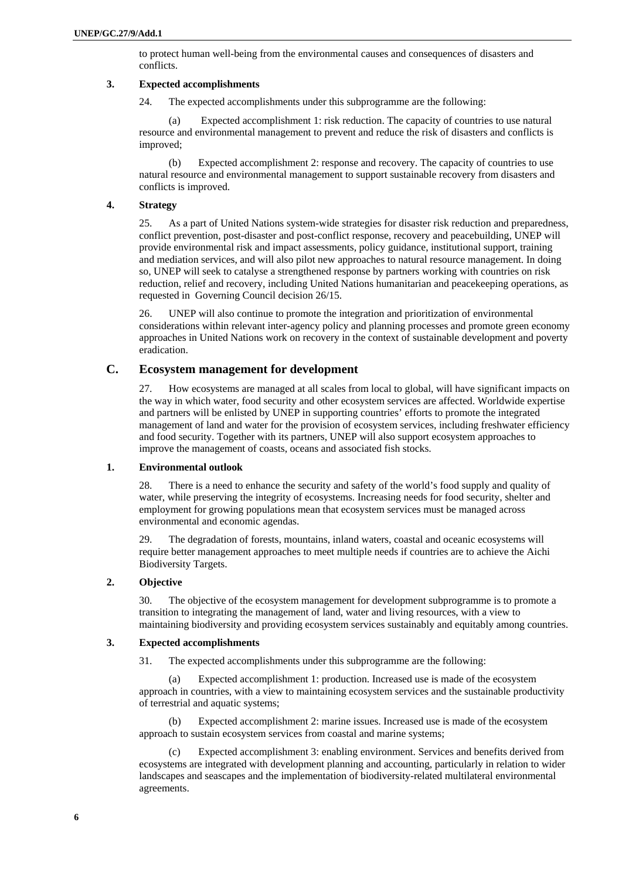to protect human well-being from the environmental causes and consequences of disasters and conflicts.

### 3. Expected accomplishments

24. The expected accomplishments under this subprogramme are the following:

(a) Expected accomplishment 1: risk reduction. The capacity of countries to use natural resource and environmental management to prevent and reduce the risk of disasters and conflicts is improved;

(b) Expected accomplishment 2: response and recovery. The capacity of countries to use natural resource and environmental management to support sustainable recovery from disasters and conflicts is improved.

### 4. Strategy

25. As a part of United Nations system-wide strategies for disaster risk reduction and preparedness, conflict prevention, post-disaster and post-conflict response, recovery and peacebuilding, UNEP will provide environmental risk and impact assessments, policy guidance, institutional support, training and mediation services, and will also pilot new approaches to natural resource management. In doing so, UNEP will seek to catalyse a strengthened response by partners working with countries on risk reduction, relief and recovery, including United Nations humanitarian and peacekeeping operations, as requested in Governing Council decision 26/15.

26. UNEP will also continue to promote the integration and prioritization of environmental considerations within relevant inter-agency policy and planning processes and promote green economy approaches in United Nations work on recovery in the context of sustainable development and poverty eradication.

## C. Ecosystem management for development

27. How ecosystems are managed at all scales from local to global, will have significant impacts on the way in which water, food security and other ecosystem services are affected. Worldwide expertise and partners will be enlisted by UNEP in supporting countries' efforts to promote the integrated management of land and water for the provision of ecosystem services, including freshwater efficiency and food security. Together with its partners, UNEP will also support ecosystem approaches to improve the management of coasts, oceans and associated fish stocks.

### 1. Environmental outlook

28. There is a need to enhance the security and safety of the world's food supply and quality of water, while preserving the integrity of ecosystems. Increasing needs for food security, shelter and employment for growing populations mean that ecosystem services must be managed across environmental and economic agendas.

29. The degradation of forests, mountains, inland waters, coastal and oceanic ecosystems will require better management approaches to meet multiple needs if countries are to achieve the Aichi Biodiversity Targets.

### 2. Objective

30. The objective of the ecosystem management for development subprogramme is to promote a transition to integrating the management of land, water and living resources, with a view to maintaining biodiversity and providing ecosystem services sustainably and equitably among countries.

### 3. Expected accomplishments

31. The expected accomplishments under this subprogramme are the following:

(a) Expected accomplishment 1: production. Increased use is made of the ecosystem approach in countries, with a view to maintaining ecosystem services and the sustainable productivity of terrestrial and aquatic systems;

(b) Expected accomplishment 2: marine issues. Increased use is made of the ecosystem approach to sustain ecosystem services from coastal and marine systems;

(c) Expected accomplishment 3: enabling environment. Services and benefits derived from ecosystems are integrated with development planning and accounting, particularly in relation to wider landscapes and seascapes and the implementation of biodiversity-related multilateral environmental agreements.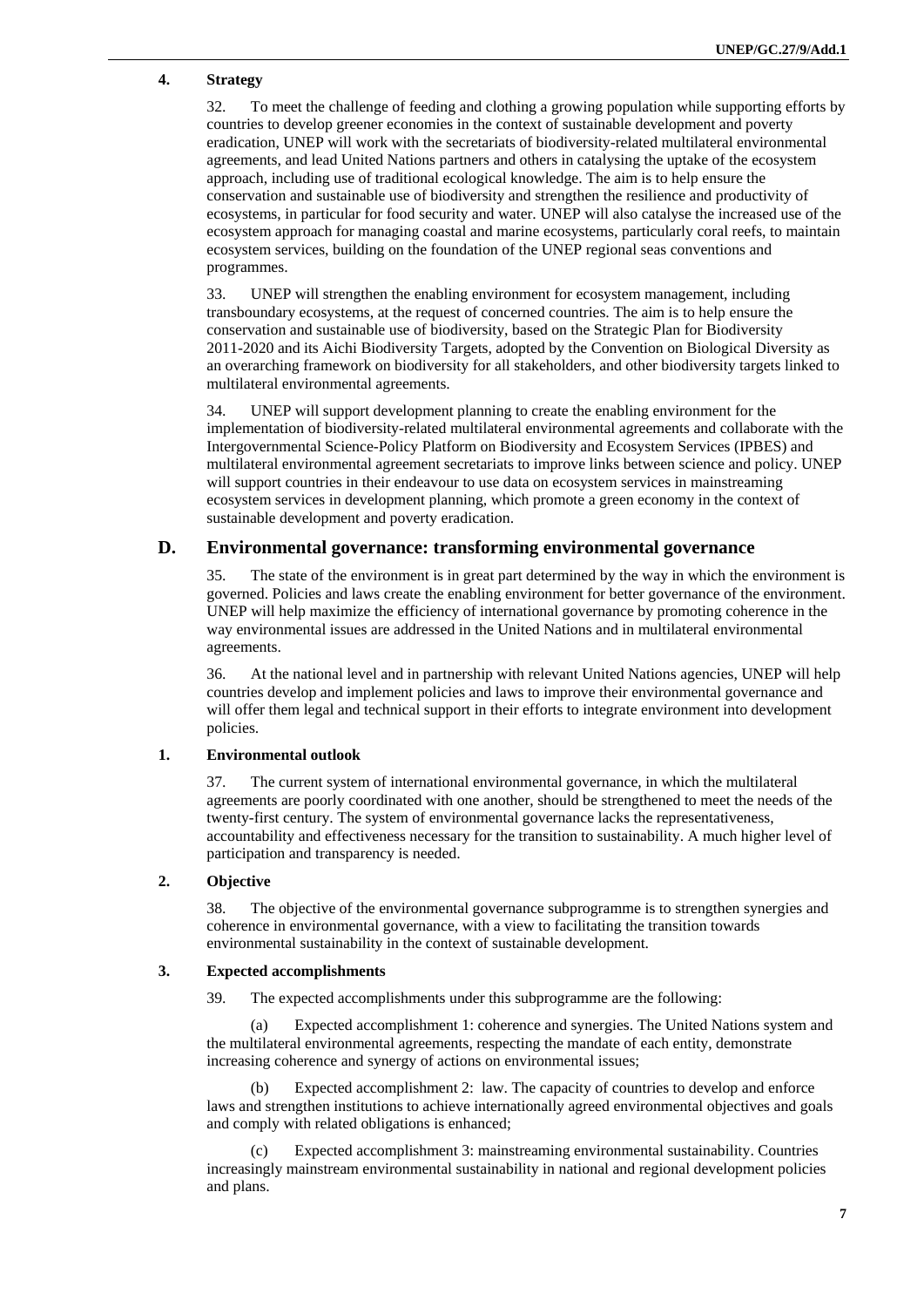### 4. Strategy

32. To meet the challenge of feeding and clothing a growing population while supporting efforts by countries to develop greener economies in the context of sustainable development and poverty eradication, UNEP will work with the secretariats of biodiversity-related multilateral environmental agreements, and lead United Nations partners and others in catalysing the uptake of the ecosystem approach, including use of traditional ecological knowledge. The aim is to help ensure the conservation and sustainable use of biodiversity and strengthen the resilience and productivity of ecosystems, in particular for food security and water. UNEP will also catalyse the increased use of the ecosystem approach for managing coastal and marine ecosystems, particularly coral reefs, to maintain ecosystem services, building on the foundation of the UNEP regional seas conventions and programmes.

33. UNEP will strengthen the enabling environment for ecosystem management, including transboundary ecosystems, at the request of concerned countries. The aim is to help ensure the conservation and sustainable use of biodiversity, based on the Strategic Plan for Biodiversity 2011-2020 and its Aichi Biodiversity Targets, adopted by the Convention on Biological Diversity as an overarching framework on biodiversity for all stakeholders, and other biodiversity targets linked to multilateral environmental agreements.

34. UNEP will support development planning to create the enabling environment for the implementation of biodiversity-related multilateral environmental agreements and collaborate with the Intergovernmental Science-Policy Platform on Biodiversity and Ecosystem Services (IPBES) and multilateral environmental agreement secretariats to improve links between science and policy. UNEP will support countries in their endeavour to use data on ecosystem services in mainstreaming ecosystem services in development planning, which promote a green economy in the context of sustainable development and poverty eradication.

## D. Environmental governance: transforming environmental governance

35. The state of the environment is in great part determined by the way in which the environment is governed. Policies and laws create the enabling environment for better governance of the environment. UNEP will help maximize the efficiency of international governance by promoting coherence in the way environmental issues are addressed in the United Nations and in multilateral environmental agreements.

36. At the national level and in partnership with relevant United Nations agencies, UNEP will help countries develop and implement policies and laws to improve their environmental governance and will offer them legal and technical support in their efforts to integrate environment into development policies.

### 1. Environmental outlook

37. The current system of international environmental governance, in which the multilateral agreements are poorly coordinated with one another, should be strengthened to meet the needs of the twenty-first century. The system of environmental governance lacks the representativeness, accountability and effectiveness necessary for the transition to sustainability. A much higher level of participation and transparency is needed.

### 2. Objective

38. The objective of the environmental governance subprogramme is to strengthen synergies and coherence in environmental governance, with a view to facilitating the transition towards environmental sustainability in the context of sustainable development.

### 3. Expected accomplishments

39. The expected accomplishments under this subprogramme are the following:

(a) Expected accomplishment 1: coherence and synergies. The United Nations system and the multilateral environmental agreements, respecting the mandate of each entity, demonstrate increasing coherence and synergy of actions on environmental issues;

(b) Expected accomplishment 2: law. The capacity of countries to develop and enforce laws and strengthen institutions to achieve internationally agreed environmental objectives and goals and comply with related obligations is enhanced;

(c) Expected accomplishment 3: mainstreaming environmental sustainability. Countries increasingly mainstream environmental sustainability in national and regional development policies and plans.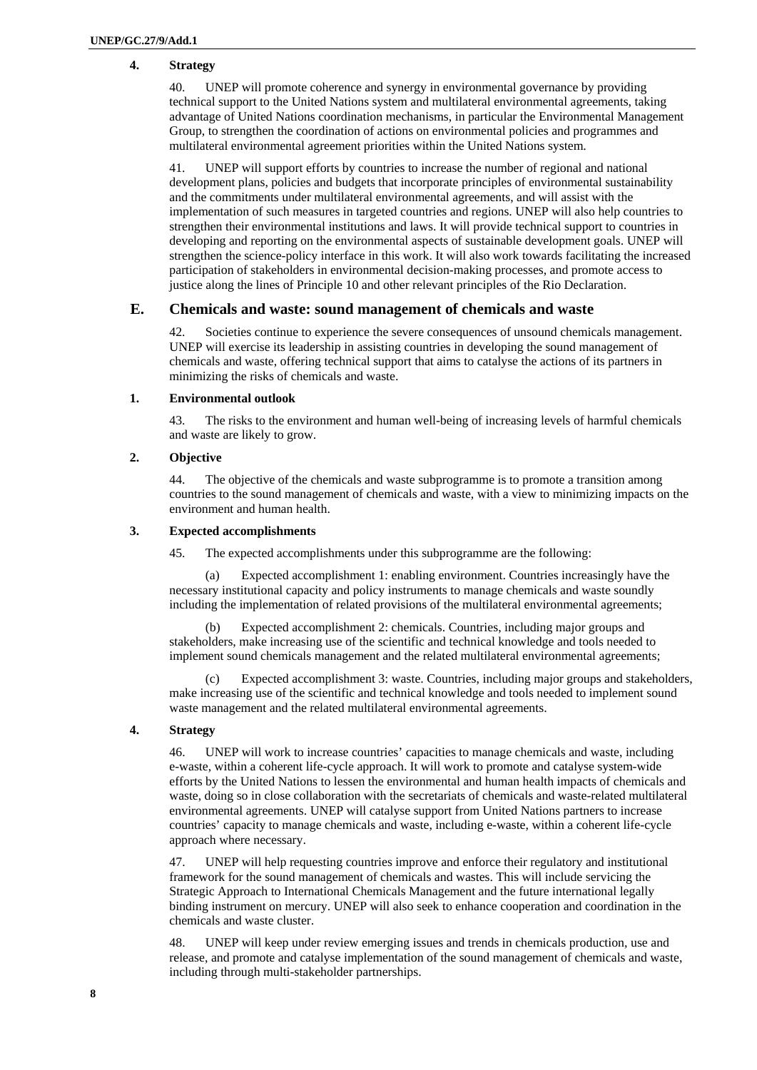#### 4. Strategy

40. UNEP will promote coherence and synergy in environmental governance by providing technical support to the United Nations system and multilateral environmental agreements, taking advantage of United Nations coordination mechanisms, in particular the Environmental Management Group, to strengthen the coordination of actions on environmental policies and programmes and multilateral environmental agreement priorities within the United Nations system.

41. UNEP will support efforts by countries to increase the number of regional and national development plans, policies and budgets that incorporate principles of environmental sustainability and the commitments under multilateral environmental agreements, and will assist with the implementation of such measures in targeted countries and regions. UNEP will also help countries to strengthen their environmental institutions and laws. It will provide technical support to countries in developing and reporting on the environmental aspects of sustainable development goals. UNEP will strengthen the science-policy interface in this work. It will also work towards facilitating the increased participation of stakeholders in environmental decision-making processes, and promote access to justice along the lines of Principle 10 and other relevant principles of the Rio Declaration.

### E. Chemicals and waste: sound management of chemicals and waste

42. Societies continue to experience the severe consequences of unsound chemicals management. UNEP will exercise its leadership in assisting countries in developing the sound management of chemicals and waste, offering technical support that aims to catalyse the actions of its partners in minimizing the risks of chemicals and waste.

#### 1. Environmental outlook

43. The risks to the environment and human well-being of increasing levels of harmful chemicals and waste are likely to grow.

#### 2. Objective

44. The objective of the chemicals and waste subprogramme is to promote a transition among countries to the sound management of chemicals and waste, with a view to minimizing impacts on the environment and human health.

#### 3. Expected accomplishments

45. The expected accomplishments under this subprogramme are the following:

(a) Expected accomplishment 1: enabling environment. Countries increasingly have the necessary institutional capacity and policy instruments to manage chemicals and waste soundly including the implementation of related provisions of the multilateral environmental agreements;

(b) Expected accomplishment 2: chemicals. Countries, including major groups and stakeholders, make increasing use of the scientific and technical knowledge and tools needed to implement sound chemicals management and the related multilateral environmental agreements;

(c) Expected accomplishment 3: waste. Countries, including major groups and stakeholders, make increasing use of the scientific and technical knowledge and tools needed to implement sound waste management and the related multilateral environmental agreements.

#### 4. Strategy

46. UNEP will work to increase countries' capacities to manage chemicals and waste, including e-waste, within a coherent life-cycle approach. It will work to promote and catalyse system-wide efforts by the United Nations to lessen the environmental and human health impacts of chemicals and waste, doing so in close collaboration with the secretariats of chemicals and waste-related multilateral environmental agreements. UNEP will catalyse support from United Nations partners to increase countries' capacity to manage chemicals and waste, including e-waste, within a coherent life-cycle approach where necessary.

47. UNEP will help requesting countries improve and enforce their regulatory and institutional framework for the sound management of chemicals and wastes. This will include servicing the Strategic Approach to International Chemicals Management and the future international legally binding instrument on mercury. UNEP will also seek to enhance cooperation and coordination in the chemicals and waste cluster.

48. UNEP will keep under review emerging issues and trends in chemicals production, use and release, and promote and catalyse implementation of the sound management of chemicals and waste, including through multi-stakeholder partnerships.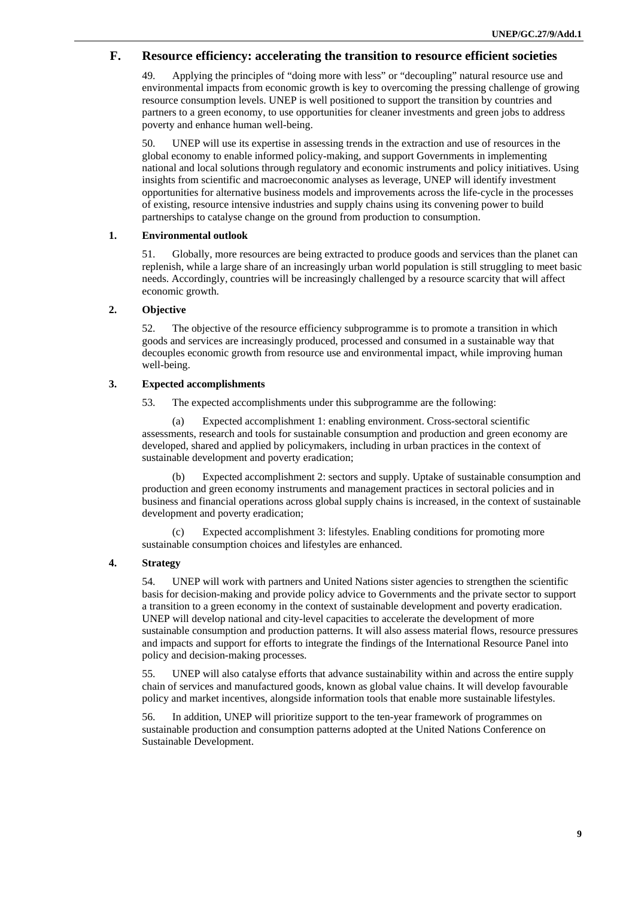## F. Resource efficiency: accelerating the transition to resource efficient societies

49. Applying the principles of "doing more with less" or "decoupling" natural resource use and environmental impacts from economic growth is key to overcoming the pressing challenge of growing resource consumption levels. UNEP is well positioned to support the transition by countries and partners to a green economy, to use opportunities for cleaner investments and green jobs to address poverty and enhance human well-being.

50. UNEP will use its expertise in assessing trends in the extraction and use of resources in the global economy to enable informed policy-making, and support Governments in implementing national and local solutions through regulatory and economic instruments and policy initiatives. Using insights from scientific and macroeconomic analyses as leverage, UNEP will identify investment opportunities for alternative business models and improvements across the life-cycle in the processes of existing, resource intensive industries and supply chains using its convening power to build partnerships to catalyse change on the ground from production to consumption.

### 1. Environmental outlook

51. Globally, more resources are being extracted to produce goods and services than the planet can replenish, while a large share of an increasingly urban world population is still struggling to meet basic needs. Accordingly, countries will be increasingly challenged by a resource scarcity that will affect economic growth.

### 2. Objective

52. The objective of the resource efficiency subprogramme is to promote a transition in which goods and services are increasingly produced, processed and consumed in a sustainable way that decouples economic growth from resource use and environmental impact, while improving human well-being.

### 3. Expected accomplishments

53. The expected accomplishments under this subprogramme are the following:

(a) Expected accomplishment 1: enabling environment. Cross-sectoral scientific assessments, research and tools for sustainable consumption and production and green economy are developed, shared and applied by policymakers, including in urban practices in the context of sustainable development and poverty eradication;

(b) Expected accomplishment 2: sectors and supply. Uptake of sustainable consumption and production and green economy instruments and management practices in sectoral policies and in business and financial operations across global supply chains is increased, in the context of sustainable development and poverty eradication;

(c) Expected accomplishment 3: lifestyles. Enabling conditions for promoting more sustainable consumption choices and lifestyles are enhanced.

### 4. Strategy

54. UNEP will work with partners and United Nations sister agencies to strengthen the scientific basis for decision-making and provide policy advice to Governments and the private sector to support a transition to a green economy in the context of sustainable development and poverty eradication. UNEP will develop national and city-level capacities to accelerate the development of more sustainable consumption and production patterns. It will also assess material flows, resource pressures and impacts and support for efforts to integrate the findings of the International Resource Panel into policy and decision-making processes.

55. UNEP will also catalyse efforts that advance sustainability within and across the entire supply chain of services and manufactured goods, known as global value chains. It will develop favourable policy and market incentives, alongside information tools that enable more sustainable lifestyles.

56. In addition, UNEP will prioritize support to the ten-year framework of programmes on sustainable production and consumption patterns adopted at the United Nations Conference on Sustainable Development.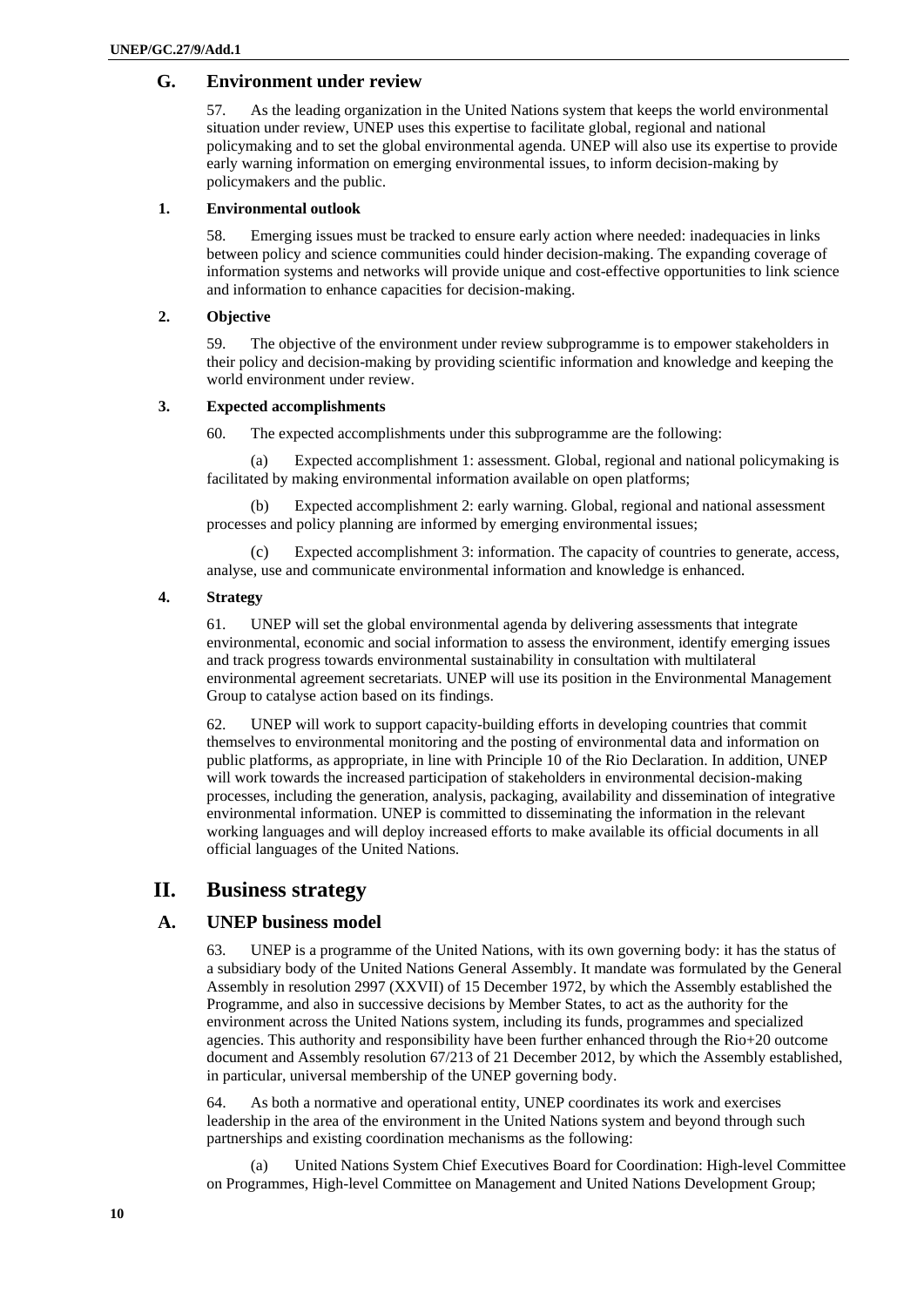## G. Environment under review

57. As the leading organization in the United Nations system that keeps the world environmental situation under review, UNEP uses this expertise to facilitate global, regional and national policymaking and to set the global environmental agenda. UNEP will also use its expertise to provide early warning information on emerging environmental issues, to inform decision-making by policymakers and the public.

### 1. Environmental outlook

58. Emerging issues must be tracked to ensure early action where needed: inadequacies in links between policy and science communities could hinder decision-making. The expanding coverage of information systems and networks will provide unique and cost-effective opportunities to link science and information to enhance capacities for decision-making.

### 2. Objective

59. The objective of the environment under review subprogramme is to empower stakeholders in their policy and decision-making by providing scientific information and knowledge and keeping the world environment under review.

### 3. Expected accomplishments

60. The expected accomplishments under this subprogramme are the following:

(a) Expected accomplishment 1: assessment. Global, regional and national policymaking is facilitated by making environmental information available on open platforms;

(b) Expected accomplishment 2: early warning. Global, regional and national assessment processes and policy planning are informed by emerging environmental issues;

(c) Expected accomplishment 3: information. The capacity of countries to generate, access, analyse, use and communicate environmental information and knowledge is enhanced.

### 4. Strategy

61. UNEP will set the global environmental agenda by delivering assessments that integrate environmental, economic and social information to assess the environment, identify emerging issues and track progress towards environmental sustainability in consultation with multilateral environmental agreement secretariats. UNEP will use its position in the Environmental Management Group to catalyse action based on its findings.

62. UNEP will work to support capacity-building efforts in developing countries that commit themselves to environmental monitoring and the posting of environmental data and information on public platforms, as appropriate, in line with Principle 10 of the Rio Declaration. In addition, UNEP will work towards the increased participation of stakeholders in environmental decision-making processes, including the generation, analysis, packaging, availability and dissemination of integrative environmental information. UNEP is committed to disseminating the information in the relevant working languages and will deploy increased efforts to make available its official documents in all official languages of the United Nations.

# II. Business strategy

## A. UNEP business model

63. UNEP is a programme of the United Nations, with its own governing body: it has the status of a subsidiary body of the United Nations General Assembly. It mandate was formulated by the General Assembly in resolution 2997 (XXVII) of 15 December 1972, by which the Assembly established the Programme, and also in successive decisions by Member States, to act as the authority for the environment across the United Nations system, including its funds, programmes and specialized agencies. This authority and responsibility have been further enhanced through the Rio+20 outcome document and Assembly resolution 67/213 of 21 December 2012, by which the Assembly established, in particular, universal membership of the UNEP governing body.

64. As both a normative and operational entity, UNEP coordinates its work and exercises leadership in the area of the environment in the United Nations system and beyond through such partnerships and existing coordination mechanisms as the following:

(a) United Nations System Chief Executives Board for Coordination: High-level Committee on Programmes, High-level Committee on Management and United Nations Development Group;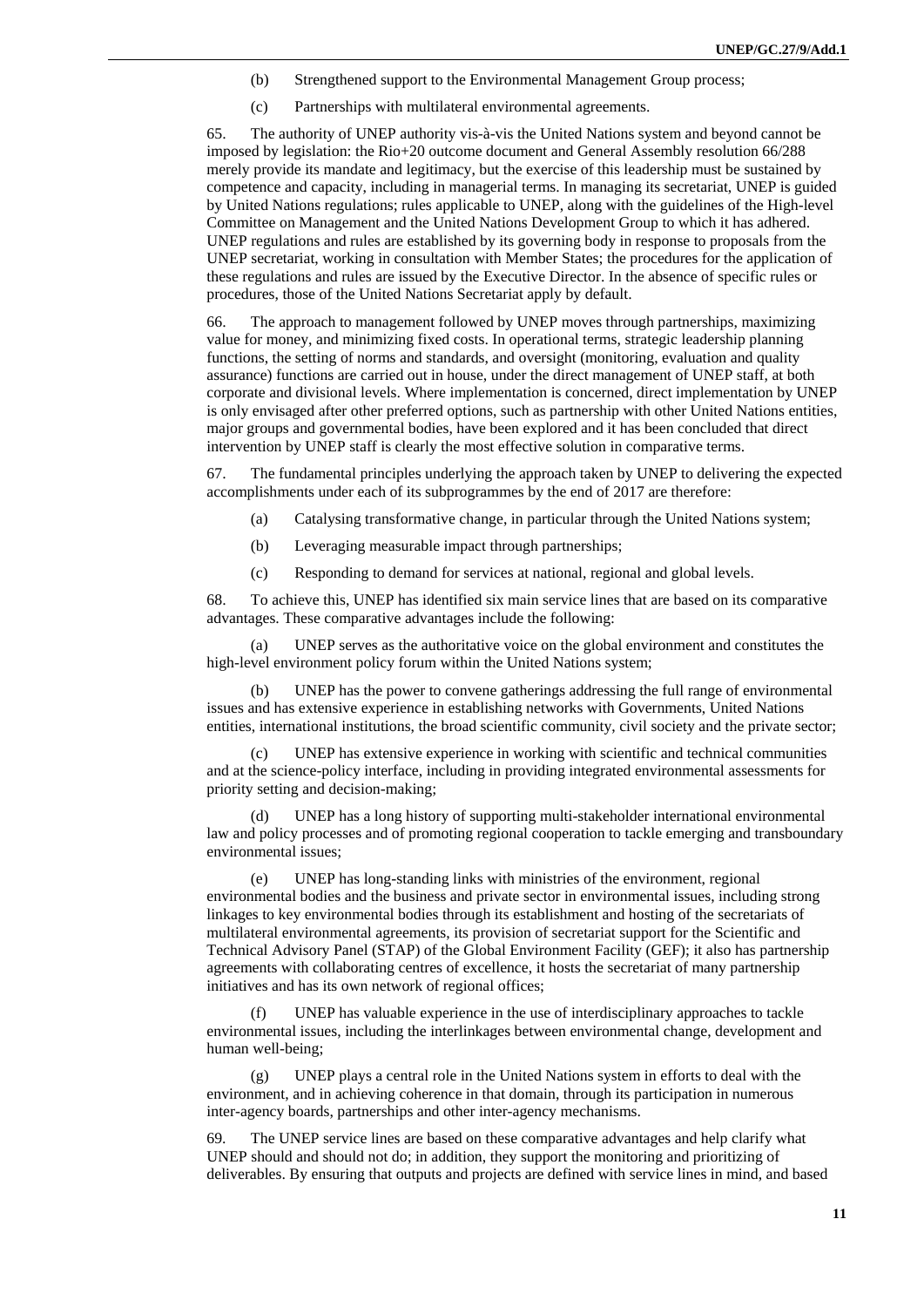(b) Strengthened support to the Environmental Management Group process;

(c) Partnerships with multilateral environmental agreements.

65. The authority of UNEP authority vis-à-vis the United Nations system and beyond cannot be imposed by legislation: the Rio+20 outcome document and General Assembly resolution 66/288 merely provide its mandate and legitimacy, but the exercise of this leadership must be sustained by competence and capacity, including in managerial terms. In managing its secretariat, UNEP is guided by United Nations regulations; rules applicable to UNEP, along with the guidelines of the High-level Committee on Management and the United Nations Development Group to which it has adhered. UNEP regulations and rules are established by its governing body in response to proposals from the UNEP secretariat, working in consultation with Member States; the procedures for the application of these regulations and rules are issued by the Executive Director. In the absence of specific rules or procedures, those of the United Nations Secretariat apply by default.

66. The approach to management followed by UNEP moves through partnerships, maximizing value for money, and minimizing fixed costs. In operational terms, strategic leadership planning functions, the setting of norms and standards, and oversight (monitoring, evaluation and quality assurance) functions are carried out in house, under the direct management of UNEP staff, at both corporate and divisional levels. Where implementation is concerned, direct implementation by UNEP is only envisaged after other preferred options, such as partnership with other United Nations entities, major groups and governmental bodies, have been explored and it has been concluded that direct intervention by UNEP staff is clearly the most effective solution in comparative terms.

67. The fundamental principles underlying the approach taken by UNEP to delivering the expected accomplishments under each of its subprogrammes by the end of 2017 are therefore:

(a) Catalysing transformative change, in particular through the United Nations system;

(b) Leveraging measurable impact through partnerships;

(c) Responding to demand for services at national, regional and global levels.

68. To achieve this, UNEP has identified six main service lines that are based on its comparative advantages. These comparative advantages include the following:

(a) UNEP serves as the authoritative voice on the global environment and constitutes the high-level environment policy forum within the United Nations system;

(b) UNEP has the power to convene gatherings addressing the full range of environmental issues and has extensive experience in establishing networks with Governments, United Nations entities, international institutions, the broad scientific community, civil society and the private sector;

(c) UNEP has extensive experience in working with scientific and technical communities and at the science-policy interface, including in providing integrated environmental assessments for priority setting and decision-making;

(d) UNEP has a long history of supporting multi-stakeholder international environmental law and policy processes and of promoting regional cooperation to tackle emerging and transboundary environmental issues;

(e) UNEP has long-standing links with ministries of the environment, regional environmental bodies and the business and private sector in environmental issues, including strong linkages to key environmental bodies through its establishment and hosting of the secretariats of multilateral environmental agreements, its provision of secretariat support for the Scientific and Technical Advisory Panel (STAP) of the Global Environment Facility (GEF); it also has partnership agreements with collaborating centres of excellence, it hosts the secretariat of many partnership initiatives and has its own network of regional offices;

(f) UNEP has valuable experience in the use of interdisciplinary approaches to tackle environmental issues, including the interlinkages between environmental change, development and human well-being;

(g) UNEP plays a central role in the United Nations system in efforts to deal with the environment, and in achieving coherence in that domain, through its participation in numerous inter-agency boards, partnerships and other inter-agency mechanisms.

69. The UNEP service lines are based on these comparative advantages and help clarify what UNEP should and should not do; in addition, they support the monitoring and prioritizing of deliverables. By ensuring that outputs and projects are defined with service lines in mind, and based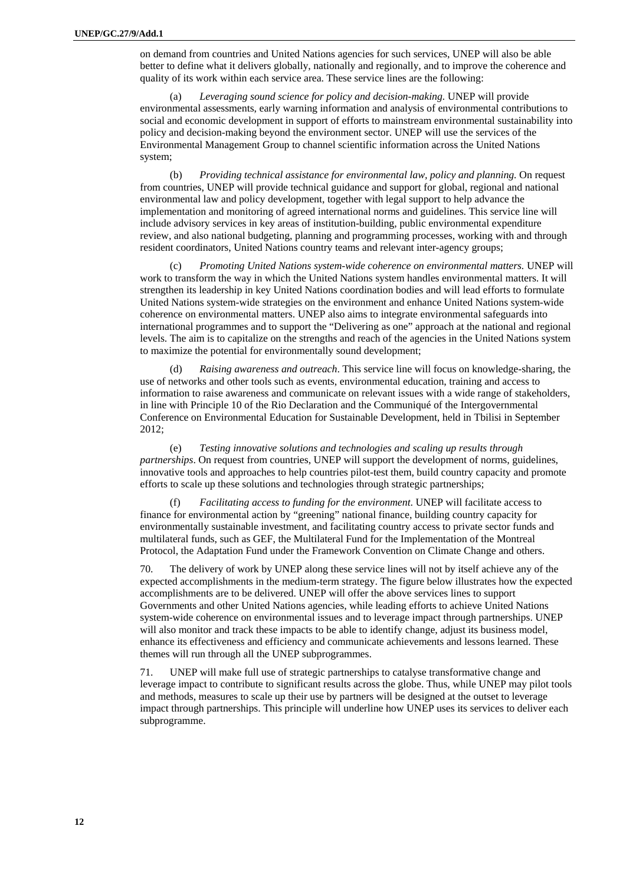on demand from countries and United Nations agencies for such services, UNEP will also be able better to define what it delivers globally, nationally and regionally, and to improve the coherence and quality of its work within each service area. These service lines are the following:

(a) *Leveraging sound science for policy and decision-making.* UNEP will provide environmental assessments, early warning information and analysis of environmental contributions to social and economic development in support of efforts to mainstream environmental sustainability into policy and decision-making beyond the environment sector. UNEP will use the services of the Environmental Management Group to channel scientific information across the United Nations system;

(b) *Providing technical assistance for environmental law, policy and planning.* On request from countries, UNEP will provide technical guidance and support for global, regional and national environmental law and policy development, together with legal support to help advance the implementation and monitoring of agreed international norms and guidelines. This service line will include advisory services in key areas of institution-building, public environmental expenditure review, and also national budgeting, planning and programming processes, working with and through resident coordinators, United Nations country teams and relevant inter-agency groups;

(c) *Promoting United Nations system-wide coherence on environmental matters.* UNEP will work to transform the way in which the United Nations system handles environmental matters. It will strengthen its leadership in key United Nations coordination bodies and will lead efforts to formulate United Nations system-wide strategies on the environment and enhance United Nations system-wide coherence on environmental matters. UNEP also aims to integrate environmental safeguards into international programmes and to support the "Delivering as one" approach at the national and regional levels. The aim is to capitalize on the strengths and reach of the agencies in the United Nations system to maximize the potential for environmentally sound development;

(d) *Raising awareness and outreach*. This service line will focus on knowledge-sharing, the use of networks and other tools such as events, environmental education, training and access to information to raise awareness and communicate on relevant issues with a wide range of stakeholders, in line with Principle 10 of the Rio Declaration and the Communiqué of the Intergovernmental Conference on Environmental Education for Sustainable Development, held in Tbilisi in September 2012;

(e) *Testing innovative solutions and technologies and scaling up results through partnerships*. On request from countries, UNEP will support the development of norms, guidelines, innovative tools and approaches to help countries pilot-test them, build country capacity and promote efforts to scale up these solutions and technologies through strategic partnerships;

(f) *Facilitating access to funding for the environment*. UNEP will facilitate access to finance for environmental action by "greening" national finance, building country capacity for environmentally sustainable investment, and facilitating country access to private sector funds and multilateral funds, such as GEF, the Multilateral Fund for the Implementation of the Montreal Protocol, the Adaptation Fund under the Framework Convention on Climate Change and others.

70. The delivery of work by UNEP along these service lines will not by itself achieve any of the expected accomplishments in the medium-term strategy. The figure below illustrates how the expected accomplishments are to be delivered. UNEP will offer the above services lines to support Governments and other United Nations agencies, while leading efforts to achieve United Nations system-wide coherence on environmental issues and to leverage impact through partnerships. UNEP will also monitor and track these impacts to be able to identify change, adjust its business model, enhance its effectiveness and efficiency and communicate achievements and lessons learned. These themes will run through all the UNEP subprogrammes.

71. UNEP will make full use of strategic partnerships to catalyse transformative change and leverage impact to contribute to significant results across the globe. Thus, while UNEP may pilot tools and methods, measures to scale up their use by partners will be designed at the outset to leverage impact through partnerships. This principle will underline how UNEP uses its services to deliver each subprogramme.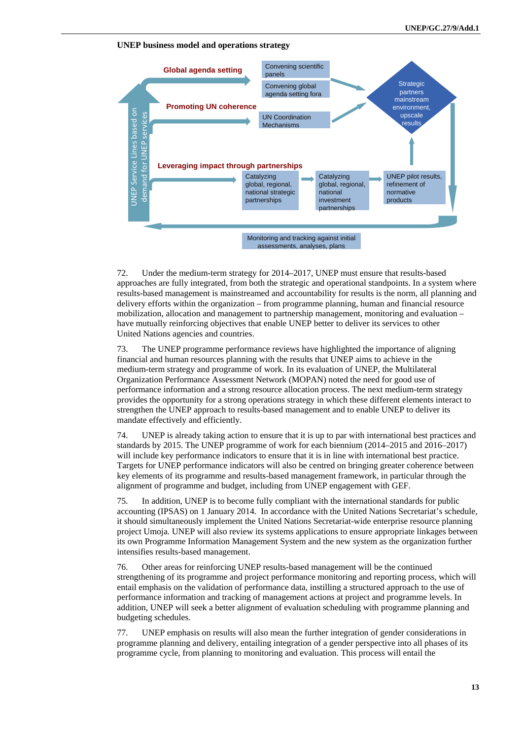**UNEP business model and operations strategy**

Global agenda setting

Convening scientific panels

Convening global agenda setting fora

Promoting UN coherence

UN Coordination Mechanisms

Strategic partners mainstream environment, upscale results

UNEP Service Lines based on demand for UNEP services

Leveraging impact through partnerships

Catalyzing global, regional, national strategic partnerships

Catalyzing global, regional, national investment partnerships

UNEP pilot results, refinement of normative products

Monitoring and tracking against initial assessments, analyses, plans

72. Under the medium-term strategy for 2014–2017, UNEP must ensure that results-based approaches are fully integrated, from both the strategic and operational standpoints. In a system where results-based management is mainstreamed and accountability for results is the norm, all planning and delivery efforts within the organization – from programme planning, human and financial resource mobilization, allocation and management to partnership management, monitoring and evaluation – have mutually reinforcing objectives that enable UNEP better to deliver its services to other United Nations agencies and countries.

73. The UNEP programme performance reviews have highlighted the importance of aligning financial and human resources planning with the results that UNEP aims to achieve in the medium-term strategy and programme of work. In its evaluation of UNEP, the Multilateral Organization Performance Assessment Network (MOPAN) noted the need for good use of performance information and a strong resource allocation process. The next medium-term strategy provides the opportunity for a strong operations strategy in which these different elements interact to strengthen the UNEP approach to results-based management and to enable UNEP to deliver its mandate effectively and efficiently.

74. UNEP is already taking action to ensure that it is up to par with international best practices and standards by 2015. The UNEP programme of work for each biennium (2014–2015 and 2016–2017) will include key performance indicators to ensure that it is in line with international best practice. Targets for UNEP performance indicators will also be centred on bringing greater coherence between key elements of its programme and results-based management framework, in particular through the alignment of programme and budget, including from UNEP engagement with GEF.

75. In addition, UNEP is to become fully compliant with the international standards for public accounting (IPSAS) on 1 January 2014. In accordance with the United Nations Secretariat's schedule, it should simultaneously implement the United Nations Secretariat-wide enterprise resource planning project Umoja. UNEP will also review its systems applications to ensure appropriate linkages between its own Programme Information Management System and the new system as the organization further intensifies results-based management.

76. Other areas for reinforcing UNEP results-based management will be the continued strengthening of its programme and project performance monitoring and reporting process, which will entail emphasis on the validation of performance data, instilling a structured approach to the use of performance information and tracking of management actions at project and programme levels. In addition, UNEP will seek a better alignment of evaluation scheduling with programme planning and budgeting schedules.

77. UNEP emphasis on results will also mean the further integration of gender considerations in programme planning and delivery, entailing integration of a gender perspective into all phases of its programme cycle, from planning to monitoring and evaluation. This process will entail the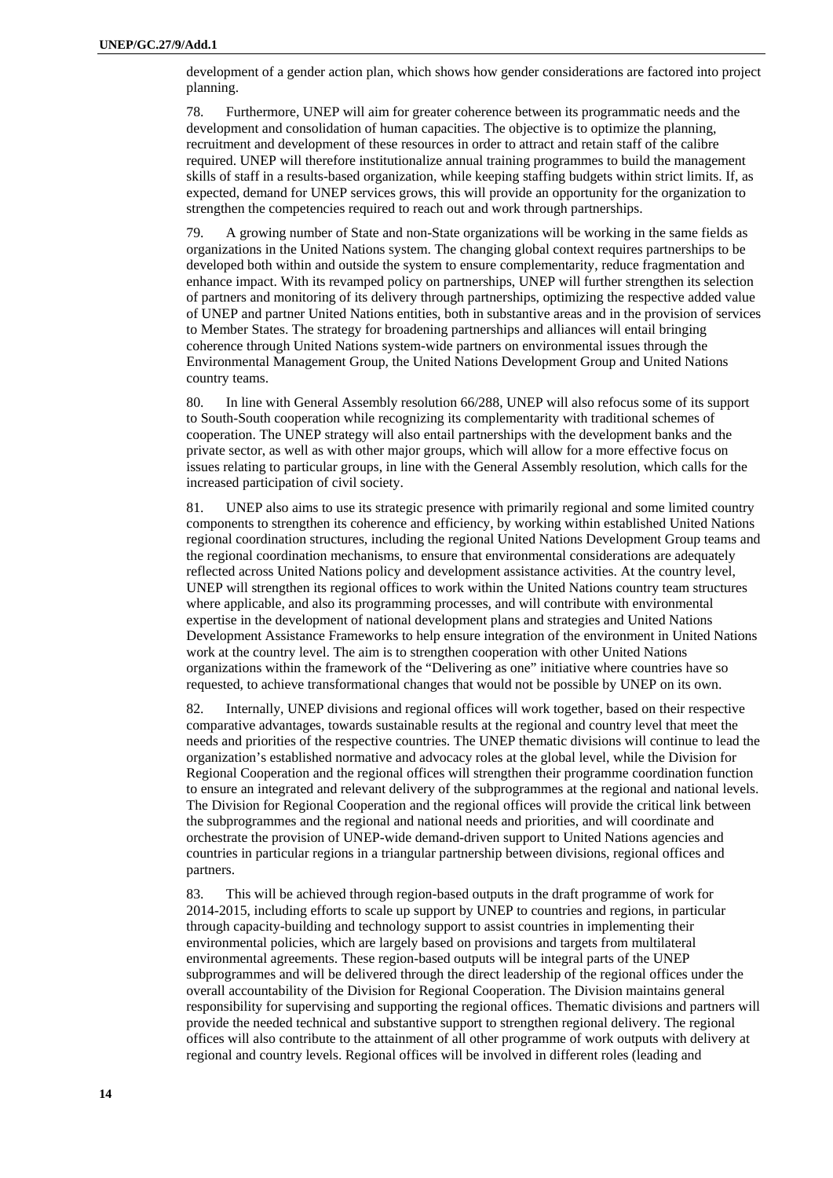development of a gender action plan, which shows how gender considerations are factored into project planning.

78. Furthermore, UNEP will aim for greater coherence between its programmatic needs and the development and consolidation of human capacities. The objective is to optimize the planning, recruitment and development of these resources in order to attract and retain staff of the calibre required. UNEP will therefore institutionalize annual training programmes to build the management skills of staff in a results-based organization, while keeping staffing budgets within strict limits. If, as expected, demand for UNEP services grows, this will provide an opportunity for the organization to strengthen the competencies required to reach out and work through partnerships.

79. A growing number of State and non-State organizations will be working in the same fields as organizations in the United Nations system. The changing global context requires partnerships to be developed both within and outside the system to ensure complementarity, reduce fragmentation and enhance impact. With its revamped policy on partnerships, UNEP will further strengthen its selection of partners and monitoring of its delivery through partnerships, optimizing the respective added value of UNEP and partner United Nations entities, both in substantive areas and in the provision of services to Member States. The strategy for broadening partnerships and alliances will entail bringing coherence through United Nations system-wide partners on environmental issues through the Environmental Management Group, the United Nations Development Group and United Nations country teams.

80. In line with General Assembly resolution 66/288, UNEP will also refocus some of its support to South-South cooperation while recognizing its complementarity with traditional schemes of cooperation. The UNEP strategy will also entail partnerships with the development banks and the private sector, as well as with other major groups, which will allow for a more effective focus on issues relating to particular groups, in line with the General Assembly resolution, which calls for the increased participation of civil society.

81. UNEP also aims to use its strategic presence with primarily regional and some limited country components to strengthen its coherence and efficiency, by working within established United Nations regional coordination structures, including the regional United Nations Development Group teams and the regional coordination mechanisms, to ensure that environmental considerations are adequately reflected across United Nations policy and development assistance activities. At the country level, UNEP will strengthen its regional offices to work within the United Nations country team structures where applicable, and also its programming processes, and will contribute with environmental expertise in the development of national development plans and strategies and United Nations Development Assistance Frameworks to help ensure integration of the environment in United Nations work at the country level. The aim is to strengthen cooperation with other United Nations organizations within the framework of the "Delivering as one" initiative where countries have so requested, to achieve transformational changes that would not be possible by UNEP on its own.

82. Internally, UNEP divisions and regional offices will work together, based on their respective comparative advantages, towards sustainable results at the regional and country level that meet the needs and priorities of the respective countries. The UNEP thematic divisions will continue to lead the organization's established normative and advocacy roles at the global level, while the Division for Regional Cooperation and the regional offices will strengthen their programme coordination function to ensure an integrated and relevant delivery of the subprogrammes at the regional and national levels. The Division for Regional Cooperation and the regional offices will provide the critical link between the subprogrammes and the regional and national needs and priorities, and will coordinate and orchestrate the provision of UNEP-wide demand-driven support to United Nations agencies and countries in particular regions in a triangular partnership between divisions, regional offices and partners.

83. This will be achieved through region-based outputs in the draft programme of work for 2014-2015, including efforts to scale up support by UNEP to countries and regions, in particular through capacity-building and technology support to assist countries in implementing their environmental policies, which are largely based on provisions and targets from multilateral environmental agreements. These region-based outputs will be integral parts of the UNEP subprogrammes and will be delivered through the direct leadership of the regional offices under the overall accountability of the Division for Regional Cooperation. The Division maintains general responsibility for supervising and supporting the regional offices. Thematic divisions and partners will provide the needed technical and substantive support to strengthen regional delivery. The regional offices will also contribute to the attainment of all other programme of work outputs with delivery at regional and country levels. Regional offices will be involved in different roles (leading and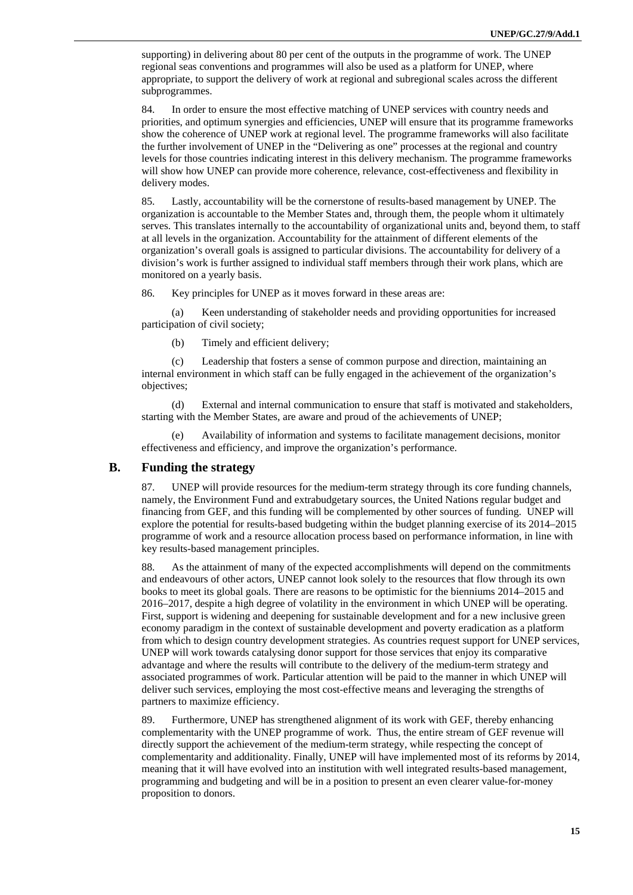supporting) in delivering about 80 per cent of the outputs in the programme of work. The UNEP regional seas conventions and programmes will also be used as a platform for UNEP, where appropriate, to support the delivery of work at regional and subregional scales across the different subprogrammes.

84. In order to ensure the most effective matching of UNEP services with country needs and priorities, and optimum synergies and efficiencies, UNEP will ensure that its programme frameworks show the coherence of UNEP work at regional level. The programme frameworks will also facilitate the further involvement of UNEP in the "Delivering as one" processes at the regional and country levels for those countries indicating interest in this delivery mechanism. The programme frameworks will show how UNEP can provide more coherence, relevance, cost-effectiveness and flexibility in delivery modes.

85. Lastly, accountability will be the cornerstone of results-based management by UNEP. The organization is accountable to the Member States and, through them, the people whom it ultimately serves. This translates internally to the accountability of organizational units and, beyond them, to staff at all levels in the organization. Accountability for the attainment of different elements of the organization's overall goals is assigned to particular divisions. The accountability for delivery of a division's work is further assigned to individual staff members through their work plans, which are monitored on a yearly basis.

86. Key principles for UNEP as it moves forward in these areas are:

(a) Keen understanding of stakeholder needs and providing opportunities for increased participation of civil society;

(b) Timely and efficient delivery;

(c) Leadership that fosters a sense of common purpose and direction, maintaining an internal environment in which staff can be fully engaged in the achievement of the organization's objectives;

(d) External and internal communication to ensure that staff is motivated and stakeholders, starting with the Member States, are aware and proud of the achievements of UNEP;

(e) Availability of information and systems to facilitate management decisions, monitor effectiveness and efficiency, and improve the organization's performance.

## B. Funding the strategy

87. UNEP will provide resources for the medium-term strategy through its core funding channels, namely, the Environment Fund and extrabudgetary sources, the United Nations regular budget and financing from GEF, and this funding will be complemented by other sources of funding. UNEP will explore the potential for results-based budgeting within the budget planning exercise of its 2014–2015 programme of work and a resource allocation process based on performance information, in line with key results-based management principles.

88. As the attainment of many of the expected accomplishments will depend on the commitments and endeavours of other actors, UNEP cannot look solely to the resources that flow through its own books to meet its global goals. There are reasons to be optimistic for the bienniums 2014–2015 and 2016–2017, despite a high degree of volatility in the environment in which UNEP will be operating. First, support is widening and deepening for sustainable development and for a new inclusive green economy paradigm in the context of sustainable development and poverty eradication as a platform from which to design country development strategies. As countries request support for UNEP services, UNEP will work towards catalysing donor support for those services that enjoy its comparative advantage and where the results will contribute to the delivery of the medium-term strategy and associated programmes of work. Particular attention will be paid to the manner in which UNEP will deliver such services, employing the most cost-effective means and leveraging the strengths of partners to maximize efficiency.

89. Furthermore, UNEP has strengthened alignment of its work with GEF, thereby enhancing complementarity with the UNEP programme of work. Thus, the entire stream of GEF revenue will directly support the achievement of the medium-term strategy, while respecting the concept of complementarity and additionality. Finally, UNEP will have implemented most of its reforms by 2014, meaning that it will have evolved into an institution with well integrated results-based management, programming and budgeting and will be in a position to present an even clearer value-for-money proposition to donors.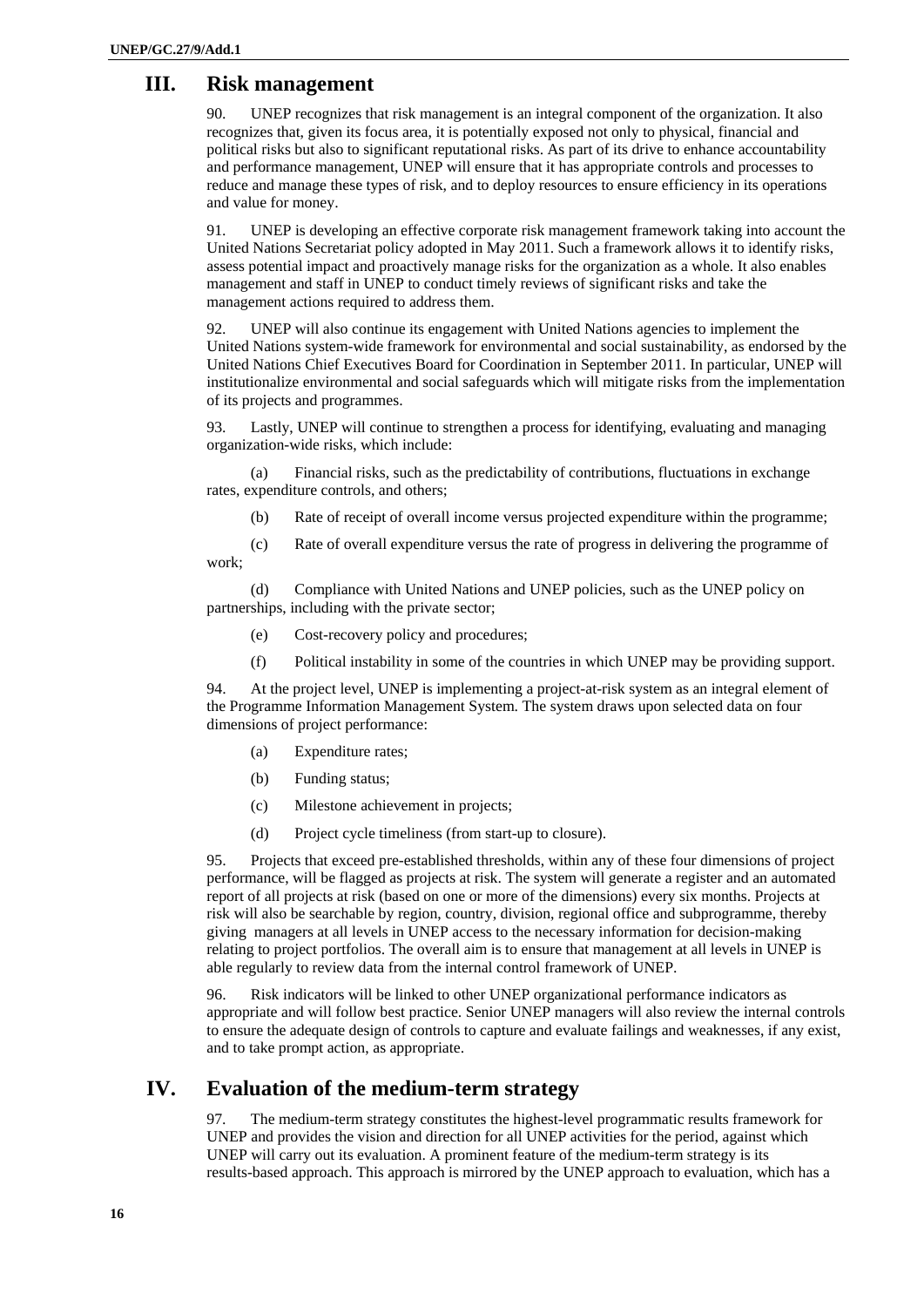## III. Risk management

90. UNEP recognizes that risk management is an integral component of the organization. It also recognizes that, given its focus area, it is potentially exposed not only to physical, financial and political risks but also to significant reputational risks. As part of its drive to enhance accountability and performance management, UNEP will ensure that it has appropriate controls and processes to reduce and manage these types of risk, and to deploy resources to ensure efficiency in its operations and value for money.

91. UNEP is developing an effective corporate risk management framework taking into account the United Nations Secretariat policy adopted in May 2011. Such a framework allows it to identify risks, assess potential impact and proactively manage risks for the organization as a whole. It also enables management and staff in UNEP to conduct timely reviews of significant risks and take the management actions required to address them.

92. UNEP will also continue its engagement with United Nations agencies to implement the United Nations system-wide framework for environmental and social sustainability, as endorsed by the United Nations Chief Executives Board for Coordination in September 2011. In particular, UNEP will institutionalize environmental and social safeguards which will mitigate risks from the implementation of its projects and programmes.

93. Lastly, UNEP will continue to strengthen a process for identifying, evaluating and managing organization-wide risks, which include:

(a) Financial risks, such as the predictability of contributions, fluctuations in exchange rates, expenditure controls, and others;

(b) Rate of receipt of overall income versus projected expenditure within the programme;

(c) Rate of overall expenditure versus the rate of progress in delivering the programme of work;

(d) Compliance with United Nations and UNEP policies, such as the UNEP policy on partnerships, including with the private sector;

(e) Cost-recovery policy and procedures;

(f) Political instability in some of the countries in which UNEP may be providing support.

94. At the project level, UNEP is implementing a project-at-risk system as an integral element of the Programme Information Management System. The system draws upon selected data on four dimensions of project performance:

(a) Expenditure rates;

(b) Funding status;

(c) Milestone achievement in projects;

(d) Project cycle timeliness (from start-up to closure).

95. Projects that exceed pre-established thresholds, within any of these four dimensions of project performance, will be flagged as projects at risk. The system will generate a register and an automated report of all projects at risk (based on one or more of the dimensions) every six months. Projects at risk will also be searchable by region, country, division, regional office and subprogramme, thereby giving managers at all levels in UNEP access to the necessary information for decision-making relating to project portfolios. The overall aim is to ensure that management at all levels in UNEP is able regularly to review data from the internal control framework of UNEP.

96. Risk indicators will be linked to other UNEP organizational performance indicators as appropriate and will follow best practice. Senior UNEP managers will also review the internal controls to ensure the adequate design of controls to capture and evaluate failings and weaknesses, if any exist, and to take prompt action, as appropriate.

## IV. Evaluation of the medium-term strategy

97. The medium-term strategy constitutes the highest-level programmatic results framework for UNEP and provides the vision and direction for all UNEP activities for the period, against which UNEP will carry out its evaluation. A prominent feature of the medium-term strategy is its results-based approach. This approach is mirrored by the UNEP approach to evaluation, which has a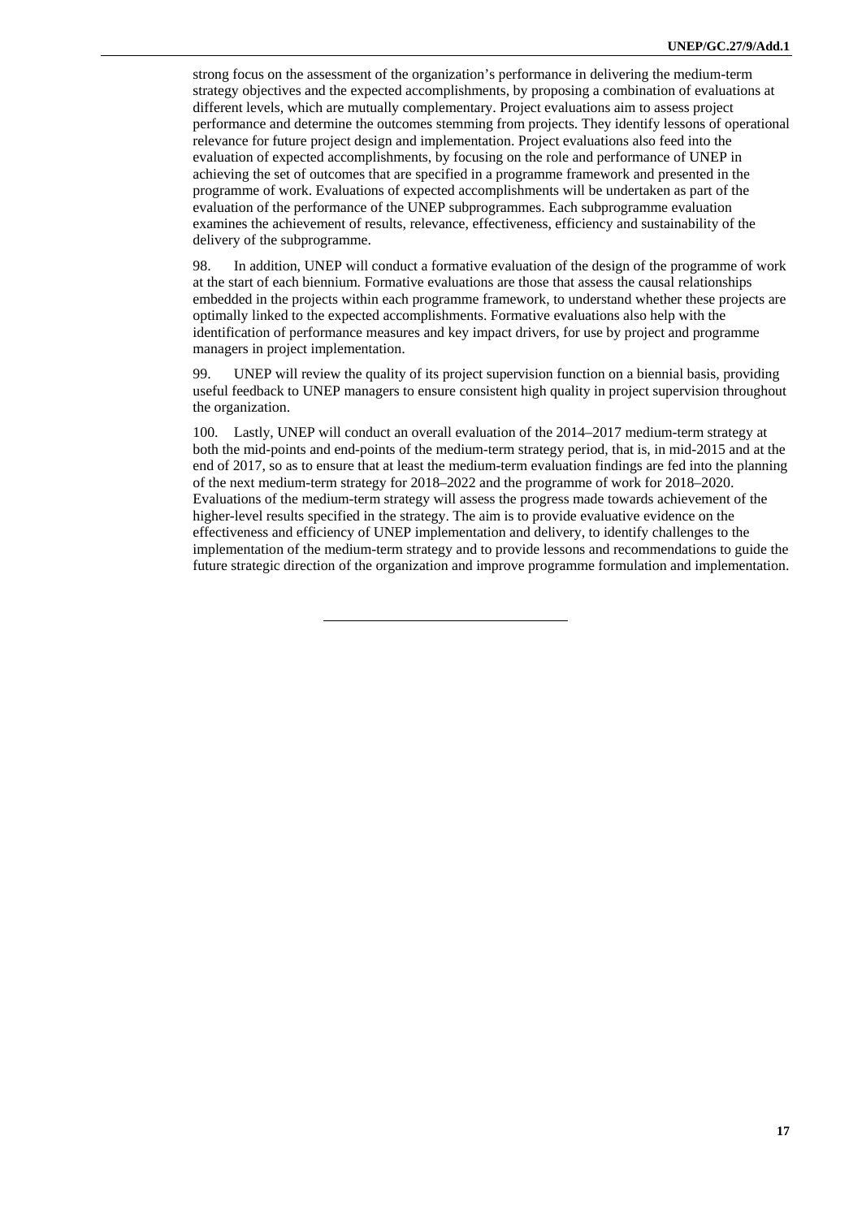strong focus on the assessment of the organization's performance in delivering the medium-term strategy objectives and the expected accomplishments, by proposing a combination of evaluations at different levels, which are mutually complementary. Project evaluations aim to assess project performance and determine the outcomes stemming from projects. They identify lessons of operational relevance for future project design and implementation. Project evaluations also feed into the evaluation of expected accomplishments, by focusing on the role and performance of UNEP in achieving the set of outcomes that are specified in a programme framework and presented in the programme of work. Evaluations of expected accomplishments will be undertaken as part of the evaluation of the performance of the UNEP subprogrammes. Each subprogramme evaluation examines the achievement of results, relevance, effectiveness, efficiency and sustainability of the delivery of the subprogramme.

98. In addition, UNEP will conduct a formative evaluation of the design of the programme of work at the start of each biennium. Formative evaluations are those that assess the causal relationships embedded in the projects within each programme framework, to understand whether these projects are optimally linked to the expected accomplishments. Formative evaluations also help with the identification of performance measures and key impact drivers, for use by project and programme managers in project implementation.

99. UNEP will review the quality of its project supervision function on a biennial basis, providing useful feedback to UNEP managers to ensure consistent high quality in project supervision throughout the organization.

100. Lastly, UNEP will conduct an overall evaluation of the 2014–2017 medium-term strategy at both the mid-points and end-points of the medium-term strategy period, that is, in mid-2015 and at the end of 2017, so as to ensure that at least the medium-term evaluation findings are fed into the planning of the next medium-term strategy for 2018–2022 and the programme of work for 2018–2020. Evaluations of the medium-term strategy will assess the progress made towards achievement of the higher-level results specified in the strategy. The aim is to provide evaluative evidence on the effectiveness and efficiency of UNEP implementation and delivery, to identify challenges to the implementation of the medium-term strategy and to provide lessons and recommendations to guide the future strategic direction of the organization and improve programme formulation and implementation.